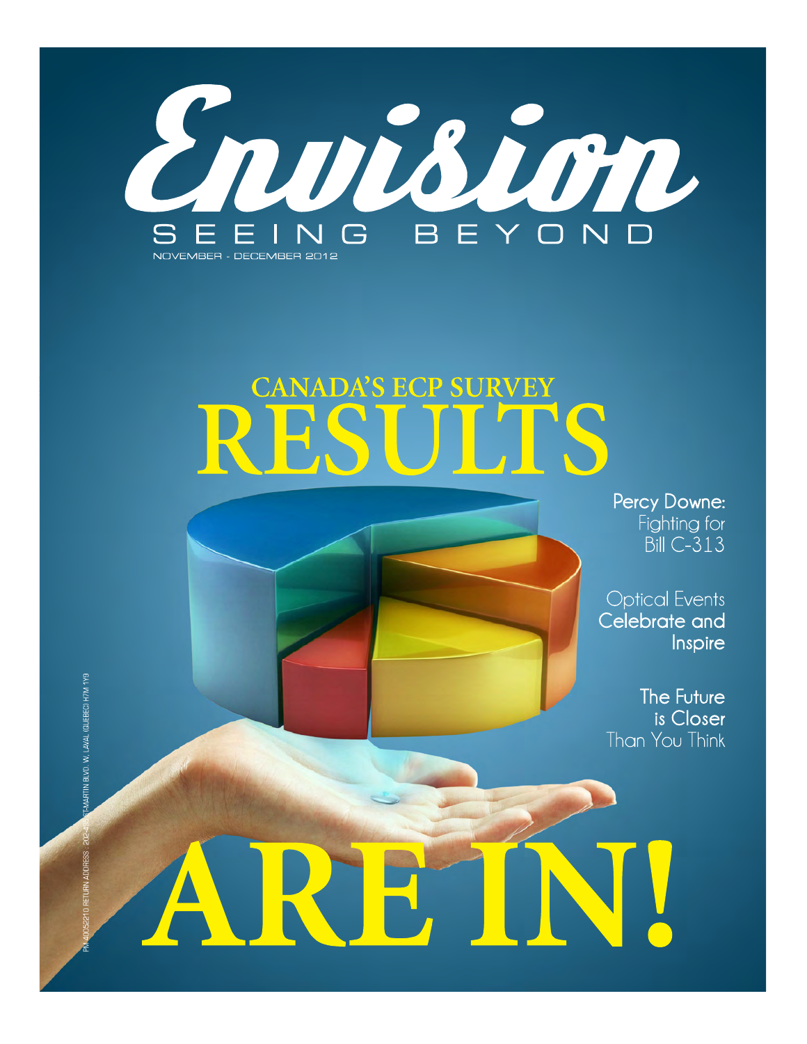# Envision

SEEING BEYOND

NOVEMBER - DECEMBER 2012

## CANADA'S ECP SURVEY RESULTS ARE IN!

**Percy Downe:** Fighting for Bill C-313

Optical Events **Celebrate and Inspire**

**The Future is Closer** Than You Think

PM 40052210 RETURN ADDRESS : 202-45 ST-MARTIN BLVD. W. LAVAL (QUEBEC) H7M 1Y9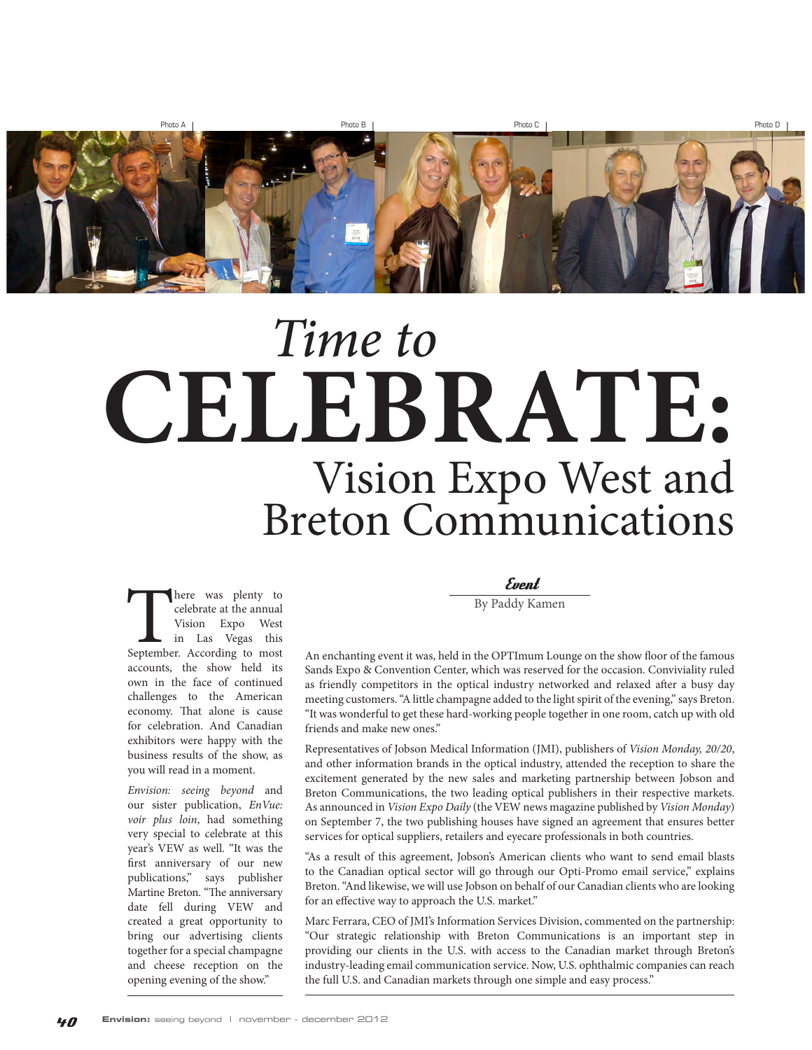Photo A | Photo B | Photo C | Photo D |

# *Time to* CELEBRATE: Vision Expo West and Breton Communications

*Event*

By Paddy Kamen

There was plenty to celebrate at the annual Vision Expo West in Las Vegas this September. According to most accounts, the show held its own in the face of continued challenges to the American economy. That alone is cause for celebration. And Canadian exhibitors were happy with the business results of the show, as you will read in a moment.

*Envision: seeing beyond* and our sister publication, *EnVue: voir plus loin*, had something very special to celebrate at this year's VEW as well. "It was the first anniversary of our new publications," says publisher Martine Breton. "The anniversary date fell during VEW and created a great opportunity to bring our advertising clients together for a special champagne and cheese reception on the opening evening of the show."

An enchanting event it was, held in the OPTImum Lounge on the show floor of the famous Sands Expo & Convention Center, which was reserved for the occasion. Conviviality ruled as friendly competitors in the optical industry networked and relaxed after a busy day meeting customers. "A little champagne added to the light spirit of the evening," says Breton. "It was wonderful to get these hard-working people together in one room, catch up with old friends and make new ones."

Representatives of Jobson Medical Information (JMI), publishers of *Vision Monday, 20/20*, and other information brands in the optical industry, attended the reception to share the excitement generated by the new sales and marketing partnership between Jobson and Breton Communications, the two leading optical publishers in their respective markets. As announced in *Vision Expo Daily* (the VEW news magazine published by *Vision Monday*) on September 7, the two publishing houses have signed an agreement that ensures better services for optical suppliers, retailers and eyecare professionals in both countries.

"As a result of this agreement, Jobson's American clients who want to send email blasts to the Canadian optical sector will go through our Opti-Promo email service," explains Breton. "And likewise, we will use Jobson on behalf of our Canadian clients who are looking for an effective way to approach the U.S. market."

Marc Ferrara, CEO of JMI's Information Services Division, commented on the partnership: "Our strategic relationship with Breton Communications is an important step in providing our clients in the U.S. with access to the Canadian market through Breton's industry-leading email communication service. Now, U.S. ophthalmic companies can reach the full U.S. and Canadian markets through one simple and easy process."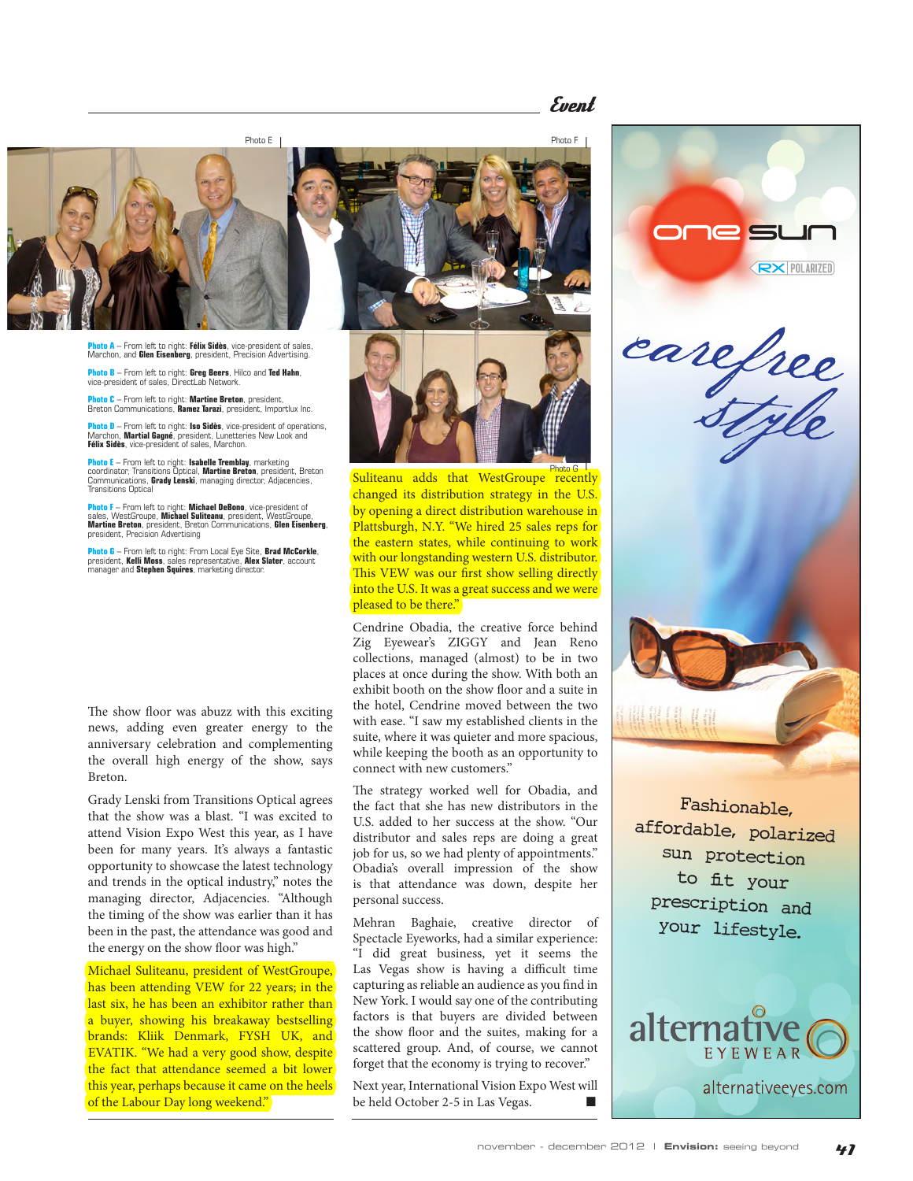Photo E

Photo F

**Photo A** – From left to right: **Félix Sidès**, vice-president of sales, Marchon, and **Glen Eisenberg**, president, Precision Advertising.

**Photo B** – From left to right: **Greg Beers**, Hilco and **Ted Hahn**, vice-president of sales, DirectLab Network.

**Photo C** – From left to right: **Martine Breton**, president, Breton Communications, **Ramez Tarazi**, president, Importlux Inc.

**Photo D** – From left to right: **Iso Sidès**, vice-president of operations, Marchon, **Martial Gagné**, president, Lunetteries New Look and **Félix Sidès**, vice-president of sales, Marchon.

**Photo E** – From left to right: **Isabelle Tremblay**, marketing coordinator, Transitions Optical, **Martine Breton**, president, Breton Communications, **Grady Lenski**, managing director, Adjacencies, Transitions Optical

**Photo F** – From left to right: **Michael DeBono**, vice-president of sales, WestGroupe, **Michael Suliteanu**, president, WestGroupe, **Martine Breton**, president, Breton Communications, **Glen Eisenberg**, president, Precision Advertising

**Photo G** – From left to right: From Local Eye Site, **Brad McCorkle**, president, **Kelli Moss**, sales representative, **Alex Slater**, account manager and **Stephen Squires**, marketing director.

Photo G

The show floor was abuzz with this exciting news, adding even greater energy to the anniversary celebration and complementing the overall high energy of the show, says Breton.

Grady Lenski from Transitions Optical agrees that the show was a blast. "I was excited to attend Vision Expo West this year, as I have been for many years. It's always a fantastic opportunity to showcase the latest technology and trends in the optical industry," notes the managing director, Adjacencies. "Although the timing of the show was earlier than it has been in the past, the attendance was good and the energy on the show floor was high."

Michael Suliteanu, president of WestGroupe, has been attending VEW for 22 years; in the last six, he has been an exhibitor rather than a buyer, showing his breakaway bestselling brands: Kliik Denmark, FYSH UK, and EVATIK. "We had a very good show, despite the fact that attendance seemed a bit lower this year, perhaps because it came on the heels of the Labour Day long weekend."

Suliteanu adds that WestGroupe recently changed its distribution strategy in the U.S. by opening a direct distribution warehouse in Plattsburgh, N.Y. "We hired 25 sales reps for the eastern states, while continuing to work with our longstanding western U.S. distributor. This VEW was our first show selling directly into the U.S. It was a great success and we were pleased to be there."

Cendrine Obadia, the creative force behind Zig Eyewear's ZIGGY and Jean Reno collections, managed (almost) to be in two places at once during the show. With both an exhibit booth on the show floor and a suite in the hotel, Cendrine moved between the two with ease. "I saw my established clients in the suite, where it was quieter and more spacious, while keeping the booth as an opportunity to connect with new customers."

The strategy worked well for Obadia, and the fact that she has new distributors in the U.S. added to her success at the show. "Our distributor and sales reps are doing a great job for us, so we had plenty of appointments." Obadia's overall impression of the show is that attendance was down, despite her personal success.

Mehran Baghaie, creative director of Spectacle Eyeworks, had a similar experience: "I did great business, yet it seems the Las Vegas show is having a difficult time capturing as reliable an audience as you find in New York. I would say one of the contributing factors is that buyers are divided between the show floor and the suites, making for a scattered group. And, of course, we cannot forget that the economy is trying to recover."

Next year, International Vision Expo West will be held October 2-5 in Las Vegas. ■

onesun

RX POLARIZED

carefree style

Fashionable, affordable, polarized sun protection to fit your prescription and your lifestyle.

alternative EYEWEAR

alternativeeyes.com